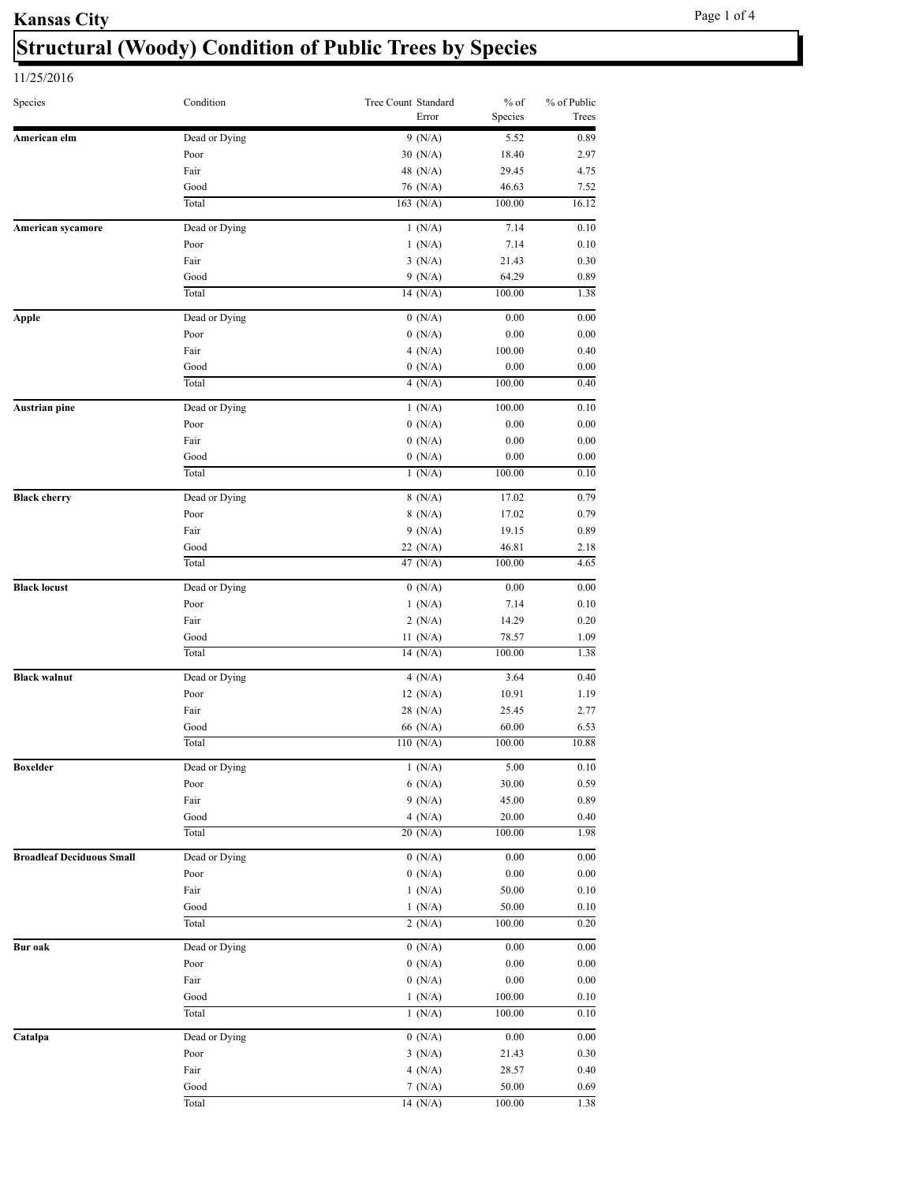Kansas City

# Structural (Woody) Condition of Public Trees by Species

11/25/2016

| Species | Condition | Tree Count | Standard Error | % of Species | % of Public Trees |
|---|---|---|---|---|---|
| **American elm** | Dead or Dying | 9 | (N/A) | 5.52 | 0.89 |
| | Poor | 30 | (N/A) | 18.40 | 2.97 |
| | Fair | 48 | (N/A) | 29.45 | 4.75 |
| | Good | 76 | (N/A) | 46.63 | 7.52 |
| | Total | 163 | (N/A) | 100.00 | 16.12 |
| **American sycamore** | Dead or Dying | 1 | (N/A) | 7.14 | 0.10 |
| | Poor | 1 | (N/A) | 7.14 | 0.10 |
| | Fair | 3 | (N/A) | 21.43 | 0.30 |
| | Good | 9 | (N/A) | 64.29 | 0.89 |
| | Total | 14 | (N/A) | 100.00 | 1.38 |
| **Apple** | Dead or Dying | 0 | (N/A) | 0.00 | 0.00 |
| | Poor | 0 | (N/A) | 0.00 | 0.00 |
| | Fair | 4 | (N/A) | 100.00 | 0.40 |
| | Good | 0 | (N/A) | 0.00 | 0.00 |
| | Total | 4 | (N/A) | 100.00 | 0.40 |
| **Austrian pine** | Dead or Dying | 1 | (N/A) | 100.00 | 0.10 |
| | Poor | 0 | (N/A) | 0.00 | 0.00 |
| | Fair | 0 | (N/A) | 0.00 | 0.00 |
| | Good | 0 | (N/A) | 0.00 | 0.00 |
| | Total | 1 | (N/A) | 100.00 | 0.10 |
| **Black cherry** | Dead or Dying | 8 | (N/A) | 17.02 | 0.79 |
| | Poor | 8 | (N/A) | 17.02 | 0.79 |
| | Fair | 9 | (N/A) | 19.15 | 0.89 |
| | Good | 22 | (N/A) | 46.81 | 2.18 |
| | Total | 47 | (N/A) | 100.00 | 4.65 |
| **Black locust** | Dead or Dying | 0 | (N/A) | 0.00 | 0.00 |
| | Poor | 1 | (N/A) | 7.14 | 0.10 |
| | Fair | 2 | (N/A) | 14.29 | 0.20 |
| | Good | 11 | (N/A) | 78.57 | 1.09 |
| | Total | 14 | (N/A) | 100.00 | 1.38 |
| **Black walnut** | Dead or Dying | 4 | (N/A) | 3.64 | 0.40 |
| | Poor | 12 | (N/A) | 10.91 | 1.19 |
| | Fair | 28 | (N/A) | 25.45 | 2.77 |
| | Good | 66 | (N/A) | 60.00 | 6.53 |
| | Total | 110 | (N/A) | 100.00 | 10.88 |
| **Boxelder** | Dead or Dying | 1 | (N/A) | 5.00 | 0.10 |
| | Poor | 6 | (N/A) | 30.00 | 0.59 |
| | Fair | 9 | (N/A) | 45.00 | 0.89 |
| | Good | 4 | (N/A) | 20.00 | 0.40 |
| | Total | 20 | (N/A) | 100.00 | 1.98 |
| **Broadleaf Deciduous Small** | Dead or Dying | 0 | (N/A) | 0.00 | 0.00 |
| | Poor | 0 | (N/A) | 0.00 | 0.00 |
| | Fair | 1 | (N/A) | 50.00 | 0.10 |
| | Good | 1 | (N/A) | 50.00 | 0.10 |
| | Total | 2 | (N/A) | 100.00 | 0.20 |
| **Bur oak** | Dead or Dying | 0 | (N/A) | 0.00 | 0.00 |
| | Poor | 0 | (N/A) | 0.00 | 0.00 |
| | Fair | 0 | (N/A) | 0.00 | 0.00 |
| | Good | 1 | (N/A) | 100.00 | 0.10 |
| | Total | 1 | (N/A) | 100.00 | 0.10 |
| **Catalpa** | Dead or Dying | 0 | (N/A) | 0.00 | 0.00 |
| | Poor | 3 | (N/A) | 21.43 | 0.30 |
| | Fair | 4 | (N/A) | 28.57 | 0.40 |
| | Good | 7 | (N/A) | 50.00 | 0.69 |
| | Total | 14 | (N/A) | 100.00 | 1.38 |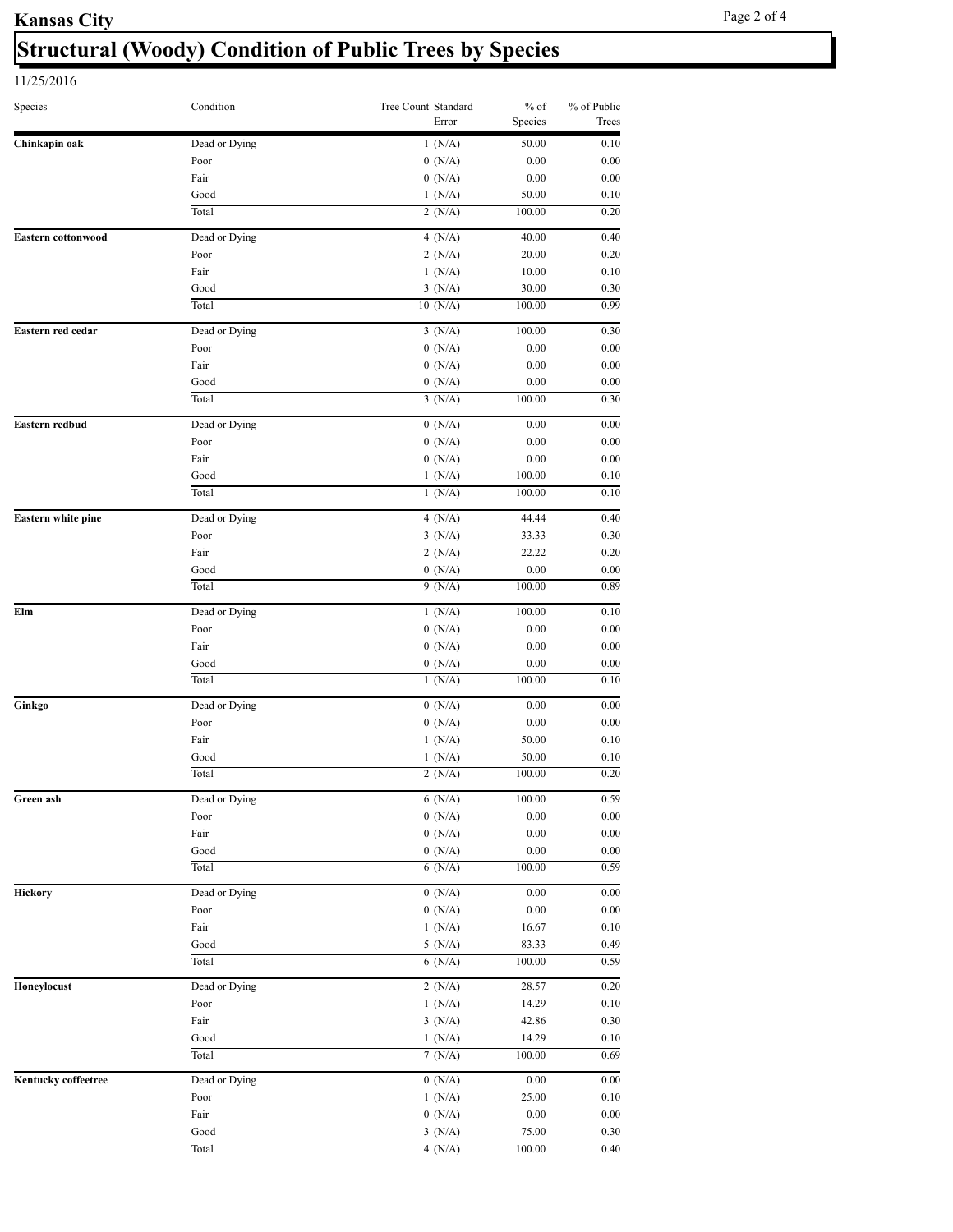# Kansas City

## Structural (Woody) Condition of Public Trees by Species

11/25/2016

| Species | Condition | Tree Count | Standard Error | % of Species | % of Public Trees |
|---|---|---|---|---|---|
| **Chinkapin oak** | Dead or Dying | 1 | (N/A) | 50.00 | 0.10 |
| | Poor | 0 | (N/A) | 0.00 | 0.00 |
| | Fair | 0 | (N/A) | 0.00 | 0.00 |
| | Good | 1 | (N/A) | 50.00 | 0.10 |
| | Total | 2 | (N/A) | 100.00 | 0.20 |
| **Eastern cottonwood** | Dead or Dying | 4 | (N/A) | 40.00 | 0.40 |
| | Poor | 2 | (N/A) | 20.00 | 0.20 |
| | Fair | 1 | (N/A) | 10.00 | 0.10 |
| | Good | 3 | (N/A) | 30.00 | 0.30 |
| | Total | 10 | (N/A) | 100.00 | 0.99 |
| **Eastern red cedar** | Dead or Dying | 3 | (N/A) | 100.00 | 0.30 |
| | Poor | 0 | (N/A) | 0.00 | 0.00 |
| | Fair | 0 | (N/A) | 0.00 | 0.00 |
| | Good | 0 | (N/A) | 0.00 | 0.00 |
| | Total | 3 | (N/A) | 100.00 | 0.30 |
| **Eastern redbud** | Dead or Dying | 0 | (N/A) | 0.00 | 0.00 |
| | Poor | 0 | (N/A) | 0.00 | 0.00 |
| | Fair | 0 | (N/A) | 0.00 | 0.00 |
| | Good | 1 | (N/A) | 100.00 | 0.10 |
| | Total | 1 | (N/A) | 100.00 | 0.10 |
| **Eastern white pine** | Dead or Dying | 4 | (N/A) | 44.44 | 0.40 |
| | Poor | 3 | (N/A) | 33.33 | 0.30 |
| | Fair | 2 | (N/A) | 22.22 | 0.20 |
| | Good | 0 | (N/A) | 0.00 | 0.00 |
| | Total | 9 | (N/A) | 100.00 | 0.89 |
| **Elm** | Dead or Dying | 1 | (N/A) | 100.00 | 0.10 |
| | Poor | 0 | (N/A) | 0.00 | 0.00 |
| | Fair | 0 | (N/A) | 0.00 | 0.00 |
| | Good | 0 | (N/A) | 0.00 | 0.00 |
| | Total | 1 | (N/A) | 100.00 | 0.10 |
| **Ginkgo** | Dead or Dying | 0 | (N/A) | 0.00 | 0.00 |
| | Poor | 0 | (N/A) | 0.00 | 0.00 |
| | Fair | 1 | (N/A) | 50.00 | 0.10 |
| | Good | 1 | (N/A) | 50.00 | 0.10 |
| | Total | 2 | (N/A) | 100.00 | 0.20 |
| **Green ash** | Dead or Dying | 6 | (N/A) | 100.00 | 0.59 |
| | Poor | 0 | (N/A) | 0.00 | 0.00 |
| | Fair | 0 | (N/A) | 0.00 | 0.00 |
| | Good | 0 | (N/A) | 0.00 | 0.00 |
| | Total | 6 | (N/A) | 100.00 | 0.59 |
| **Hickory** | Dead or Dying | 0 | (N/A) | 0.00 | 0.00 |
| | Poor | 0 | (N/A) | 0.00 | 0.00 |
| | Fair | 1 | (N/A) | 16.67 | 0.10 |
| | Good | 5 | (N/A) | 83.33 | 0.49 |
| | Total | 6 | (N/A) | 100.00 | 0.59 |
| **Honeylocust** | Dead or Dying | 2 | (N/A) | 28.57 | 0.20 |
| | Poor | 1 | (N/A) | 14.29 | 0.10 |
| | Fair | 3 | (N/A) | 42.86 | 0.30 |
| | Good | 1 | (N/A) | 14.29 | 0.10 |
| | Total | 7 | (N/A) | 100.00 | 0.69 |
| **Kentucky coffeetree** | Dead or Dying | 0 | (N/A) | 0.00 | 0.00 |
| | Poor | 1 | (N/A) | 25.00 | 0.10 |
| | Fair | 0 | (N/A) | 0.00 | 0.00 |
| | Good | 3 | (N/A) | 75.00 | 0.30 |
| | Total | 4 | (N/A) | 100.00 | 0.40 |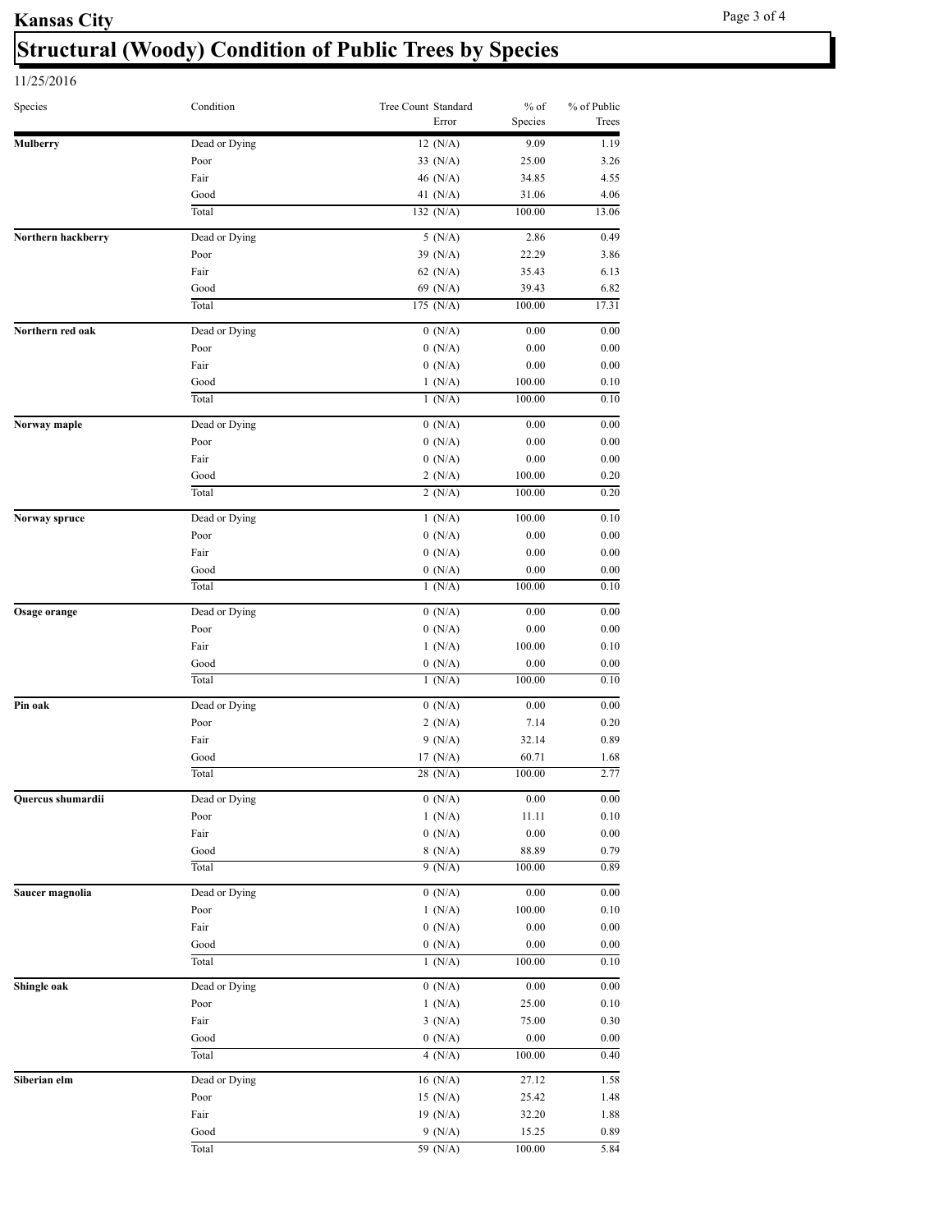# Kansas City

## Structural (Woody) Condition of Public Trees by Species

11/25/2016

| Species | Condition | Tree Count | Standard Error | % of Species | % of Public Trees |
|---|---|---|---|---|---|
| **Mulberry** | Dead or Dying | 12 | (N/A) | 9.09 | 1.19 |
| | Poor | 33 | (N/A) | 25.00 | 3.26 |
| | Fair | 46 | (N/A) | 34.85 | 4.55 |
| | Good | 41 | (N/A) | 31.06 | 4.06 |
| | Total | 132 | (N/A) | 100.00 | 13.06 |
| **Northern hackberry** | Dead or Dying | 5 | (N/A) | 2.86 | 0.49 |
| | Poor | 39 | (N/A) | 22.29 | 3.86 |
| | Fair | 62 | (N/A) | 35.43 | 6.13 |
| | Good | 69 | (N/A) | 39.43 | 6.82 |
| | Total | 175 | (N/A) | 100.00 | 17.31 |
| **Northern red oak** | Dead or Dying | 0 | (N/A) | 0.00 | 0.00 |
| | Poor | 0 | (N/A) | 0.00 | 0.00 |
| | Fair | 0 | (N/A) | 0.00 | 0.00 |
| | Good | 1 | (N/A) | 100.00 | 0.10 |
| | Total | 1 | (N/A) | 100.00 | 0.10 |
| **Norway maple** | Dead or Dying | 0 | (N/A) | 0.00 | 0.00 |
| | Poor | 0 | (N/A) | 0.00 | 0.00 |
| | Fair | 0 | (N/A) | 0.00 | 0.00 |
| | Good | 2 | (N/A) | 100.00 | 0.20 |
| | Total | 2 | (N/A) | 100.00 | 0.20 |
| **Norway spruce** | Dead or Dying | 1 | (N/A) | 100.00 | 0.10 |
| | Poor | 0 | (N/A) | 0.00 | 0.00 |
| | Fair | 0 | (N/A) | 0.00 | 0.00 |
| | Good | 0 | (N/A) | 0.00 | 0.00 |
| | Total | 1 | (N/A) | 100.00 | 0.10 |
| **Osage orange** | Dead or Dying | 0 | (N/A) | 0.00 | 0.00 |
| | Poor | 0 | (N/A) | 0.00 | 0.00 |
| | Fair | 1 | (N/A) | 100.00 | 0.10 |
| | Good | 0 | (N/A) | 0.00 | 0.00 |
| | Total | 1 | (N/A) | 100.00 | 0.10 |
| **Pin oak** | Dead or Dying | 0 | (N/A) | 0.00 | 0.00 |
| | Poor | 2 | (N/A) | 7.14 | 0.20 |
| | Fair | 9 | (N/A) | 32.14 | 0.89 |
| | Good | 17 | (N/A) | 60.71 | 1.68 |
| | Total | 28 | (N/A) | 100.00 | 2.77 |
| **Quercus shumardii** | Dead or Dying | 0 | (N/A) | 0.00 | 0.00 |
| | Poor | 1 | (N/A) | 11.11 | 0.10 |
| | Fair | 0 | (N/A) | 0.00 | 0.00 |
| | Good | 8 | (N/A) | 88.89 | 0.79 |
| | Total | 9 | (N/A) | 100.00 | 0.89 |
| **Saucer magnolia** | Dead or Dying | 0 | (N/A) | 0.00 | 0.00 |
| | Poor | 1 | (N/A) | 100.00 | 0.10 |
| | Fair | 0 | (N/A) | 0.00 | 0.00 |
| | Good | 0 | (N/A) | 0.00 | 0.00 |
| | Total | 1 | (N/A) | 100.00 | 0.10 |
| **Shingle oak** | Dead or Dying | 0 | (N/A) | 0.00 | 0.00 |
| | Poor | 1 | (N/A) | 25.00 | 0.10 |
| | Fair | 3 | (N/A) | 75.00 | 0.30 |
| | Good | 0 | (N/A) | 0.00 | 0.00 |
| | Total | 4 | (N/A) | 100.00 | 0.40 |
| **Siberian elm** | Dead or Dying | 16 | (N/A) | 27.12 | 1.58 |
| | Poor | 15 | (N/A) | 25.42 | 1.48 |
| | Fair | 19 | (N/A) | 32.20 | 1.88 |
| | Good | 9 | (N/A) | 15.25 | 0.89 |
| | Total | 59 | (N/A) | 100.00 | 5.84 |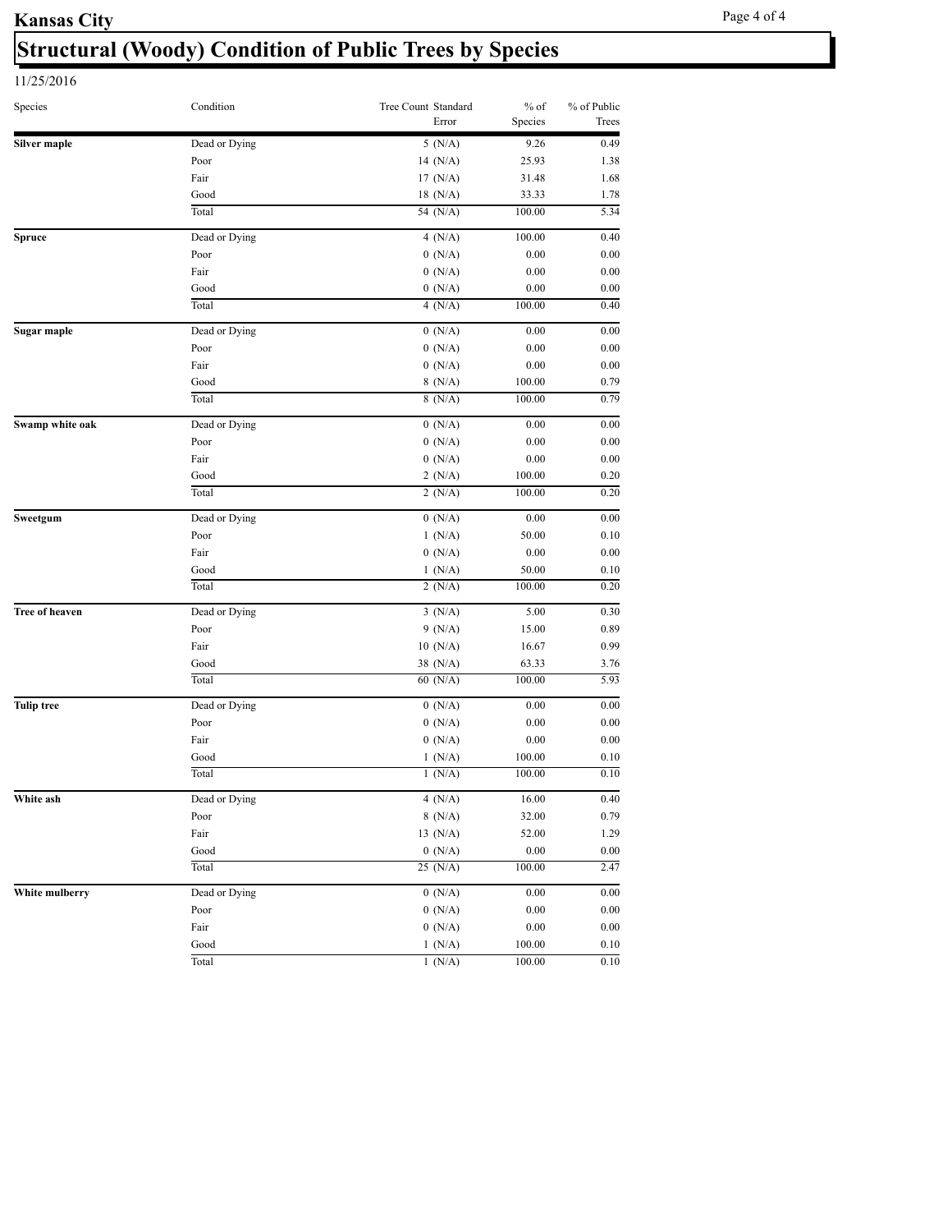## Kansas City

# Structural (Woody) Condition of Public Trees by Species

11/25/2016

| Species | Condition | Tree Count | Standard Error | % of Species | % of Public Trees |
|---|---|---|---|---|---|
| **Silver maple** | Dead or Dying | 5 | (N/A) | 9.26 | 0.49 |
| | Poor | 14 | (N/A) | 25.93 | 1.38 |
| | Fair | 17 | (N/A) | 31.48 | 1.68 |
| | Good | 18 | (N/A) | 33.33 | 1.78 |
| | Total | 54 | (N/A) | 100.00 | 5.34 |
| **Spruce** | Dead or Dying | 4 | (N/A) | 100.00 | 0.40 |
| | Poor | 0 | (N/A) | 0.00 | 0.00 |
| | Fair | 0 | (N/A) | 0.00 | 0.00 |
| | Good | 0 | (N/A) | 0.00 | 0.00 |
| | Total | 4 | (N/A) | 100.00 | 0.40 |
| **Sugar maple** | Dead or Dying | 0 | (N/A) | 0.00 | 0.00 |
| | Poor | 0 | (N/A) | 0.00 | 0.00 |
| | Fair | 0 | (N/A) | 0.00 | 0.00 |
| | Good | 8 | (N/A) | 100.00 | 0.79 |
| | Total | 8 | (N/A) | 100.00 | 0.79 |
| **Swamp white oak** | Dead or Dying | 0 | (N/A) | 0.00 | 0.00 |
| | Poor | 0 | (N/A) | 0.00 | 0.00 |
| | Fair | 0 | (N/A) | 0.00 | 0.00 |
| | Good | 2 | (N/A) | 100.00 | 0.20 |
| | Total | 2 | (N/A) | 100.00 | 0.20 |
| **Sweetgum** | Dead or Dying | 0 | (N/A) | 0.00 | 0.00 |
| | Poor | 1 | (N/A) | 50.00 | 0.10 |
| | Fair | 0 | (N/A) | 0.00 | 0.00 |
| | Good | 1 | (N/A) | 50.00 | 0.10 |
| | Total | 2 | (N/A) | 100.00 | 0.20 |
| **Tree of heaven** | Dead or Dying | 3 | (N/A) | 5.00 | 0.30 |
| | Poor | 9 | (N/A) | 15.00 | 0.89 |
| | Fair | 10 | (N/A) | 16.67 | 0.99 |
| | Good | 38 | (N/A) | 63.33 | 3.76 |
| | Total | 60 | (N/A) | 100.00 | 5.93 |
| **Tulip tree** | Dead or Dying | 0 | (N/A) | 0.00 | 0.00 |
| | Poor | 0 | (N/A) | 0.00 | 0.00 |
| | Fair | 0 | (N/A) | 0.00 | 0.00 |
| | Good | 1 | (N/A) | 100.00 | 0.10 |
| | Total | 1 | (N/A) | 100.00 | 0.10 |
| **White ash** | Dead or Dying | 4 | (N/A) | 16.00 | 0.40 |
| | Poor | 8 | (N/A) | 32.00 | 0.79 |
| | Fair | 13 | (N/A) | 52.00 | 1.29 |
| | Good | 0 | (N/A) | 0.00 | 0.00 |
| | Total | 25 | (N/A) | 100.00 | 2.47 |
| **White mulberry** | Dead or Dying | 0 | (N/A) | 0.00 | 0.00 |
| | Poor | 0 | (N/A) | 0.00 | 0.00 |
| | Fair | 0 | (N/A) | 0.00 | 0.00 |
| | Good | 1 | (N/A) | 100.00 | 0.10 |
| | Total | 1 | (N/A) | 100.00 | 0.10 |